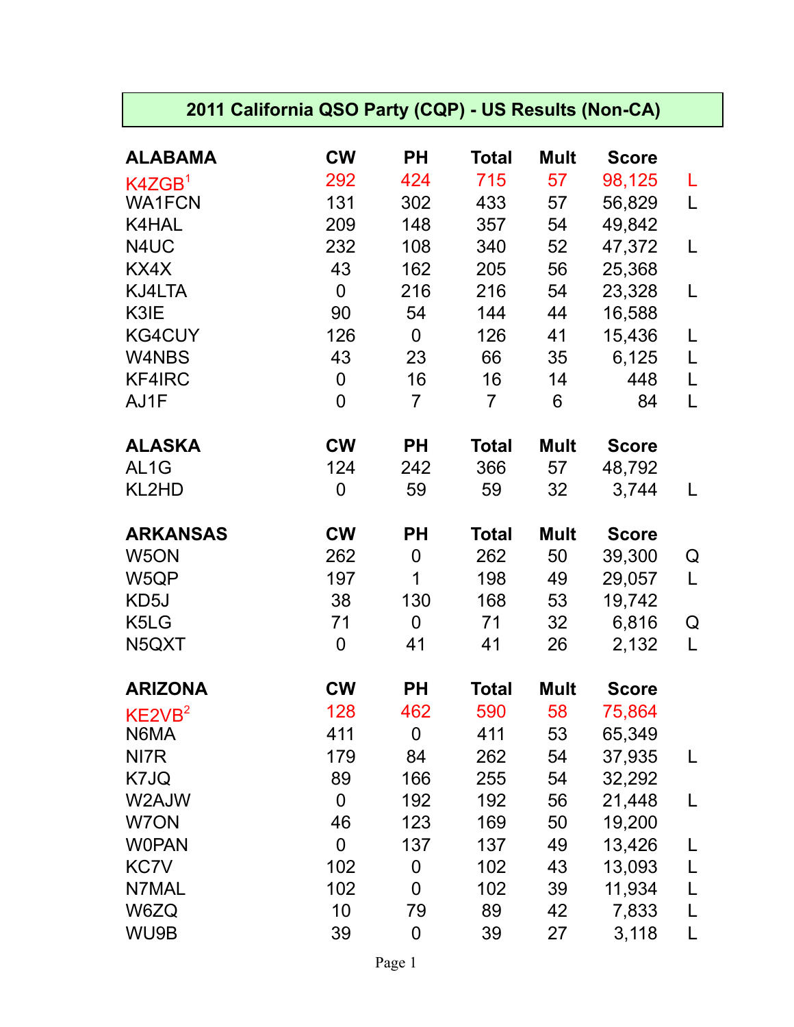# 2011 California QSO Party (CQP) - US Results (Non-CA)

| ALABAMA | CW | PH | Total | Mult | Score | |
|---|---|---|---|---|---|---|
| K4ZGB[1] | 292 | 424 | 715 | 57 | 98,125 | L |
| WA1FCN | 131 | 302 | 433 | 57 | 56,829 | L |
| K4HAL | 209 | 148 | 357 | 54 | 49,842 | |
| N4UC | 232 | 108 | 340 | 52 | 47,372 | L |
| KX4X | 43 | 162 | 205 | 56 | 25,368 | |
| KJ4LTA | 0 | 216 | 216 | 54 | 23,328 | L |
| K3IE | 90 | 54 | 144 | 44 | 16,588 | |
| KG4CUY | 126 | 0 | 126 | 41 | 15,436 | L |
| W4NBS | 43 | 23 | 66 | 35 | 6,125 | L |
| KF4IRC | 0 | 16 | 16 | 14 | 448 | L |
| AJ1F | 0 | 7 | 7 | 6 | 84 | L |

| ALASKA | CW | PH | Total | Mult | Score | |
|---|---|---|---|---|---|---|
| AL1G | 124 | 242 | 366 | 57 | 48,792 | |
| KL2HD | 0 | 59 | 59 | 32 | 3,744 | L |

| ARKANSAS | CW | PH | Total | Mult | Score | |
|---|---|---|---|---|---|---|
| W5ON | 262 | 0 | 262 | 50 | 39,300 | Q |
| W5QP | 197 | 1 | 198 | 49 | 29,057 | L |
| KD5J | 38 | 130 | 168 | 53 | 19,742 | |
| K5LG | 71 | 0 | 71 | 32 | 6,816 | Q |
| N5QXT | 0 | 41 | 41 | 26 | 2,132 | L |

| ARIZONA | CW | PH | Total | Mult | Score | |
|---|---|---|---|---|---|---|
| KE2VB[2] | 128 | 462 | 590 | 58 | 75,864 | |
| N6MA | 411 | 0 | 411 | 53 | 65,349 | |
| NI7R | 179 | 84 | 262 | 54 | 37,935 | L |
| K7JQ | 89 | 166 | 255 | 54 | 32,292 | |
| W2AJW | 0 | 192 | 192 | 56 | 21,448 | L |
| W7ON | 46 | 123 | 169 | 50 | 19,200 | |
| W0PAN | 0 | 137 | 137 | 49 | 13,426 | L |
| KC7V | 102 | 0 | 102 | 43 | 13,093 | L |
| N7MAL | 102 | 0 | 102 | 39 | 11,934 | L |
| W6ZQ | 10 | 79 | 89 | 42 | 7,833 | L |
| WU9B | 39 | 0 | 39 | 27 | 3,118 | L |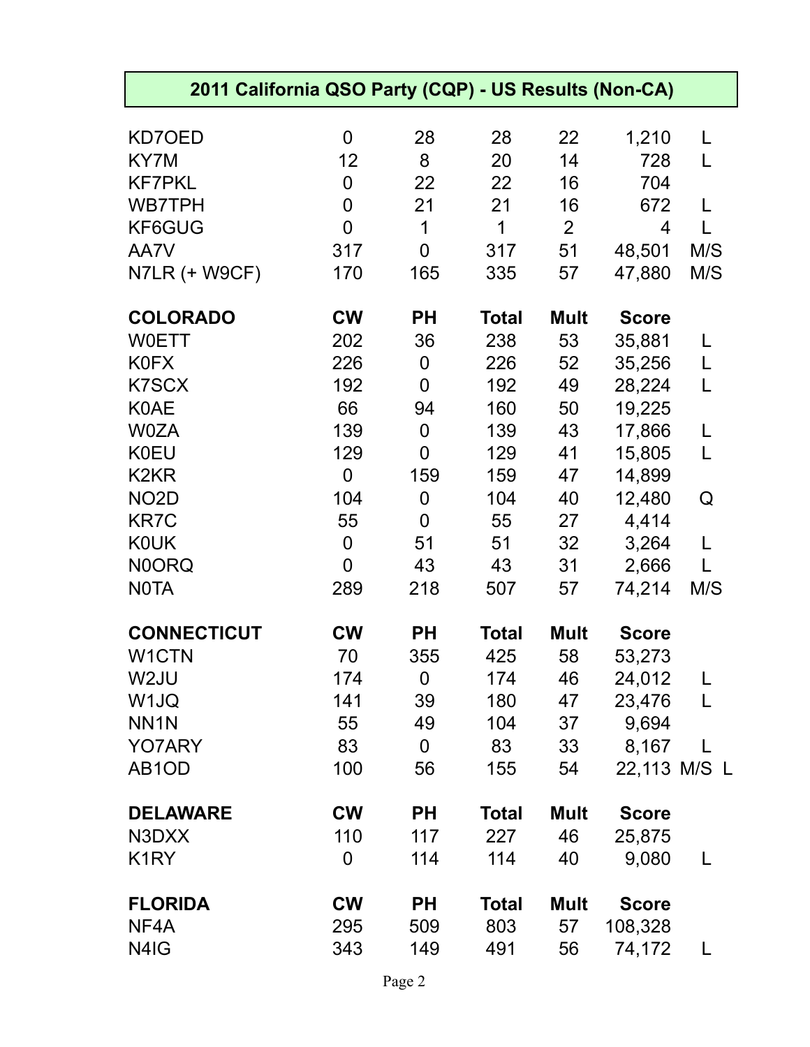## 2011 California QSO Party (CQP) - US Results (Non-CA)

| | | | | | | |
|---|---|---|---|---|---|---|
| KD7OED | 0 | 28 | 28 | 22 | 1,210 | L |
| KY7M | 12 | 8 | 20 | 14 | 728 | L |
| KF7PKL | 0 | 22 | 22 | 16 | 704 | |
| WB7TPH | 0 | 21 | 21 | 16 | 672 | L |
| KF6GUG | 0 | 1 | 1 | 2 | 4 | L |
| AA7V | 317 | 0 | 317 | 51 | 48,501 | M/S |
| N7LR (+ W9CF) | 170 | 165 | 335 | 57 | 47,880 | M/S |

| **COLORADO** | **CW** | **PH** | **Total** | **Mult** | **Score** | |
|---|---|---|---|---|---|---|
| W0ETT | 202 | 36 | 238 | 53 | 35,881 | L |
| K0FX | 226 | 0 | 226 | 52 | 35,256 | L |
| K7SCX | 192 | 0 | 192 | 49 | 28,224 | L |
| K0AE | 66 | 94 | 160 | 50 | 19,225 | |
| W0ZA | 139 | 0 | 139 | 43 | 17,866 | L |
| K0EU | 129 | 0 | 129 | 41 | 15,805 | L |
| K2KR | 0 | 159 | 159 | 47 | 14,899 | |
| NO2D | 104 | 0 | 104 | 40 | 12,480 | Q |
| KR7C | 55 | 0 | 55 | 27 | 4,414 | |
| K0UK | 0 | 51 | 51 | 32 | 3,264 | L |
| N0ORQ | 0 | 43 | 43 | 31 | 2,666 | L |
| N0TA | 289 | 218 | 507 | 57 | 74,214 | M/S |

| **CONNECTICUT** | **CW** | **PH** | **Total** | **Mult** | **Score** | |
|---|---|---|---|---|---|---|
| W1CTN | 70 | 355 | 425 | 58 | 53,273 | |
| W2JU | 174 | 0 | 174 | 46 | 24,012 | L |
| W1JQ | 141 | 39 | 180 | 47 | 23,476 | L |
| NN1N | 55 | 49 | 104 | 37 | 9,694 | |
| YO7ARY | 83 | 0 | 83 | 33 | 8,167 | L |
| AB1OD | 100 | 56 | 155 | 54 | 22,113 | M/S L |

| **DELAWARE** | **CW** | **PH** | **Total** | **Mult** | **Score** | |
|---|---|---|---|---|---|---|
| N3DXX | 110 | 117 | 227 | 46 | 25,875 | |
| K1RY | 0 | 114 | 114 | 40 | 9,080 | L |

| **FLORIDA** | **CW** | **PH** | **Total** | **Mult** | **Score** | |
|---|---|---|---|---|---|---|
| NF4A | 295 | 509 | 803 | 57 | 108,328 | |
| N4IG | 343 | 149 | 491 | 56 | 74,172 | L |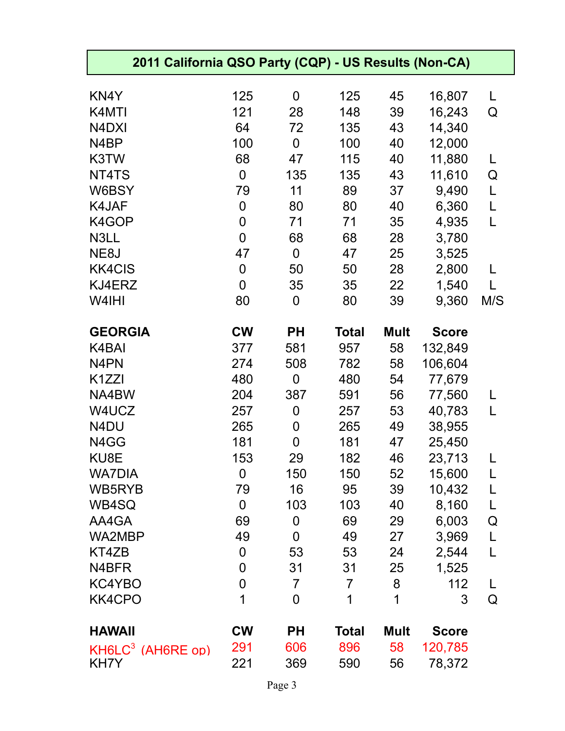## 2011 California QSO Party (CQP) - US Results (Non-CA)

| | CW | PH | Total | Mult | Score | |
|---|---|---|---|---|---|---|
| KN4Y | 125 | 0 | 125 | 45 | 16,807 | L |
| K4MTI | 121 | 28 | 148 | 39 | 16,243 | Q |
| N4DXI | 64 | 72 | 135 | 43 | 14,340 | |
| N4BP | 100 | 0 | 100 | 40 | 12,000 | |
| K3TW | 68 | 47 | 115 | 40 | 11,880 | L |
| NT4TS | 0 | 135 | 135 | 43 | 11,610 | Q |
| W6BSY | 79 | 11 | 89 | 37 | 9,490 | L |
| K4JAF | 0 | 80 | 80 | 40 | 6,360 | L |
| K4GOP | 0 | 71 | 71 | 35 | 4,935 | L |
| N3LL | 0 | 68 | 68 | 28 | 3,780 | |
| NE8J | 47 | 0 | 47 | 25 | 3,525 | |
| KK4CIS | 0 | 50 | 50 | 28 | 2,800 | L |
| KJ4ERZ | 0 | 35 | 35 | 22 | 1,540 | L |
| W4IHI | 80 | 0 | 80 | 39 | 9,360 | M/S |

| GEORGIA | CW | PH | Total | Mult | Score | |
|---|---|---|---|---|---|---|
| K4BAI | 377 | 581 | 957 | 58 | 132,849 | |
| N4PN | 274 | 508 | 782 | 58 | 106,604 | |
| K1ZZI | 480 | 0 | 480 | 54 | 77,679 | |
| NA4BW | 204 | 387 | 591 | 56 | 77,560 | L |
| W4UCZ | 257 | 0 | 257 | 53 | 40,783 | L |
| N4DU | 265 | 0 | 265 | 49 | 38,955 | |
| N4GG | 181 | 0 | 181 | 47 | 25,450 | |
| KU8E | 153 | 29 | 182 | 46 | 23,713 | L |
| WA7DIA | 0 | 150 | 150 | 52 | 15,600 | L |
| WB5RYB | 79 | 16 | 95 | 39 | 10,432 | L |
| WB4SQ | 0 | 103 | 103 | 40 | 8,160 | L |
| AA4GA | 69 | 0 | 69 | 29 | 6,003 | Q |
| WA2MBP | 49 | 0 | 49 | 27 | 3,969 | L |
| KT4ZB | 0 | 53 | 53 | 24 | 2,544 | L |
| N4BFR | 0 | 31 | 31 | 25 | 1,525 | |
| KC4YBO | 0 | 7 | 7 | 8 | 112 | L |
| KK4CPO | 1 | 0 | 1 | 1 | 3 | Q |

| HAWAII | CW | PH | Total | Mult | Score | |
|---|---|---|---|---|---|---|
| KH6LC[3] (AH6RE op) | 291 | 606 | 896 | 58 | 120,785 | |
| KH7Y | 221 | 369 | 590 | 56 | 78,372 | |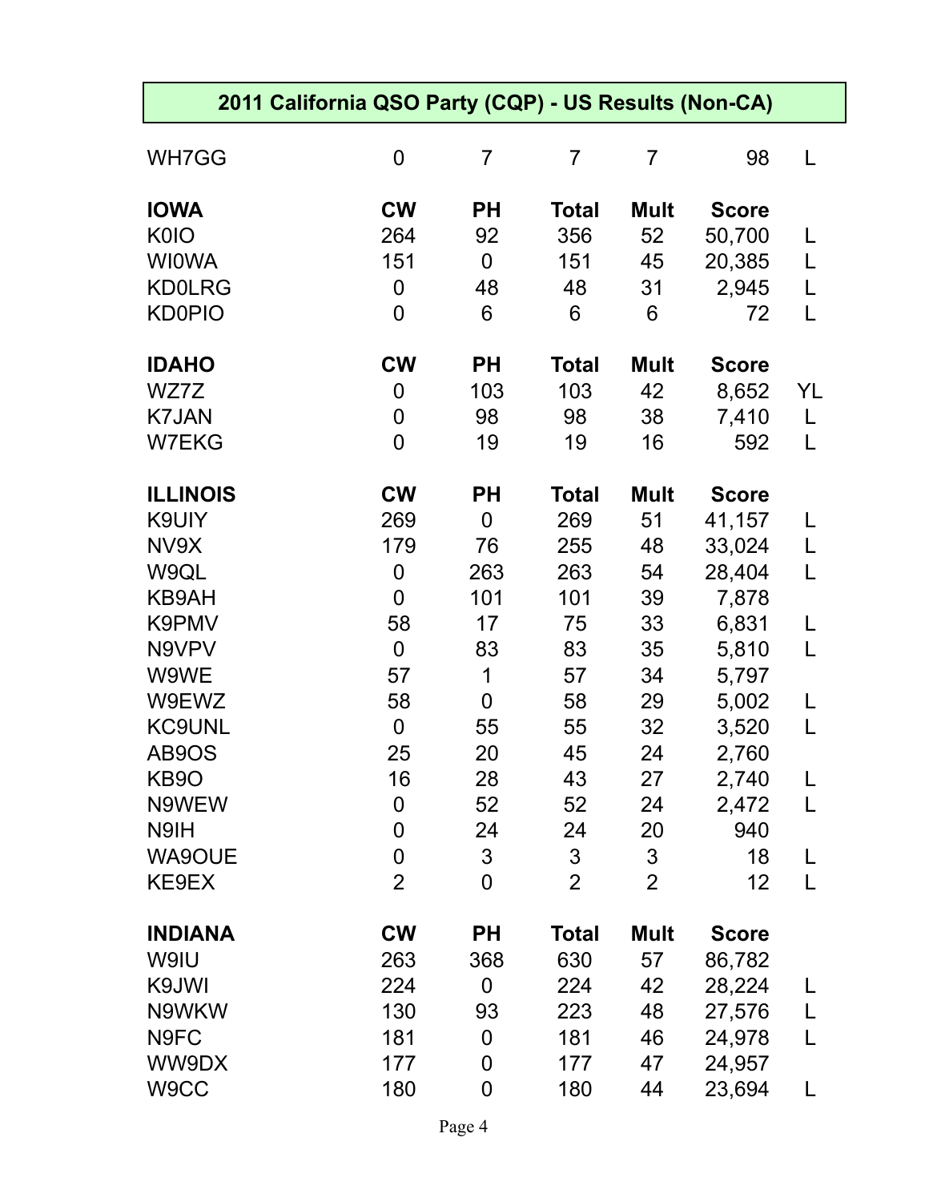## 2011 California QSO Party (CQP) - US Results (Non-CA)

| | | | | | | |
|---|---|---|---|---|---|---|
| WH7GG | 0 | 7 | 7 | 7 | 98 | L |

| **IOWA** | **CW** | **PH** | **Total** | **Mult** | **Score** | |
|---|---|---|---|---|---|---|
| K0IO | 264 | 92 | 356 | 52 | 50,700 | L |
| WI0WA | 151 | 0 | 151 | 45 | 20,385 | L |
| KD0LRG | 0 | 48 | 48 | 31 | 2,945 | L |
| KD0PIO | 0 | 6 | 6 | 6 | 72 | L |

| **IDAHO** | **CW** | **PH** | **Total** | **Mult** | **Score** | |
|---|---|---|---|---|---|---|
| WZ7Z | 0 | 103 | 103 | 42 | 8,652 | YL |
| K7JAN | 0 | 98 | 98 | 38 | 7,410 | L |
| W7EKG | 0 | 19 | 19 | 16 | 592 | L |

| **ILLINOIS** | **CW** | **PH** | **Total** | **Mult** | **Score** | |
|---|---|---|---|---|---|---|
| K9UIY | 269 | 0 | 269 | 51 | 41,157 | L |
| NV9X | 179 | 76 | 255 | 48 | 33,024 | L |
| W9QL | 0 | 263 | 263 | 54 | 28,404 | L |
| KB9AH | 0 | 101 | 101 | 39 | 7,878 | |
| K9PMV | 58 | 17 | 75 | 33 | 6,831 | L |
| N9VPV | 0 | 83 | 83 | 35 | 5,810 | L |
| W9WE | 57 | 1 | 57 | 34 | 5,797 | |
| W9EWZ | 58 | 0 | 58 | 29 | 5,002 | L |
| KC9UNL | 0 | 55 | 55 | 32 | 3,520 | L |
| AB9OS | 25 | 20 | 45 | 24 | 2,760 | |
| KB9O | 16 | 28 | 43 | 27 | 2,740 | L |
| N9WEW | 0 | 52 | 52 | 24 | 2,472 | L |
| N9IH | 0 | 24 | 24 | 20 | 940 | |
| WA9OUE | 0 | 3 | 3 | 3 | 18 | L |
| KE9EX | 2 | 0 | 2 | 2 | 12 | L |

| **INDIANA** | **CW** | **PH** | **Total** | **Mult** | **Score** | |
|---|---|---|---|---|---|---|
| W9IU | 263 | 368 | 630 | 57 | 86,782 | |
| K9JWI | 224 | 0 | 224 | 42 | 28,224 | L |
| N9WKW | 130 | 93 | 223 | 48 | 27,576 | L |
| N9FC | 181 | 0 | 181 | 46 | 24,978 | L |
| WW9DX | 177 | 0 | 177 | 47 | 24,957 | |
| W9CC | 180 | 0 | 180 | 44 | 23,694 | L |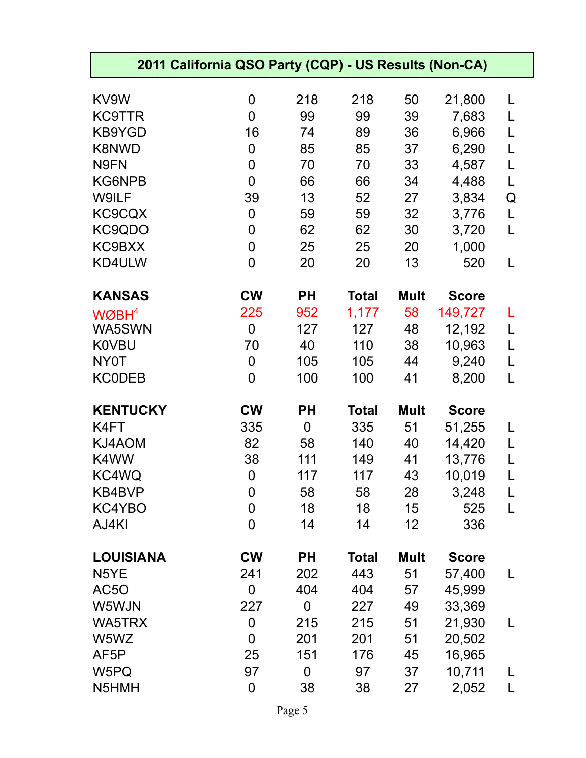## 2011 California QSO Party (CQP) - US Results (Non-CA)

| | | | | | | |
|---|---|---|---|---|---|---|
| KV9W | 0 | 218 | 218 | 50 | 21,800 | L |
| KC9TTR | 0 | 99 | 99 | 39 | 7,683 | L |
| KB9YGD | 16 | 74 | 89 | 36 | 6,966 | L |
| K8NWD | 0 | 85 | 85 | 37 | 6,290 | L |
| N9FN | 0 | 70 | 70 | 33 | 4,587 | L |
| KG6NPB | 0 | 66 | 66 | 34 | 4,488 | L |
| W9ILF | 39 | 13 | 52 | 27 | 3,834 | Q |
| KC9CQX | 0 | 59 | 59 | 32 | 3,776 | L |
| KC9QDO | 0 | 62 | 62 | 30 | 3,720 | L |
| KC9BXX | 0 | 25 | 25 | 20 | 1,000 | |
| KD4ULW | 0 | 20 | 20 | 13 | 520 | L |

| KANSAS | CW | PH | Total | Mult | Score | |
|---|---|---|---|---|---|---|
| WØBH[4] | 225 | 952 | 1,177 | 58 | 149,727 | L |
| WA5SWN | 0 | 127 | 127 | 48 | 12,192 | L |
| K0VBU | 70 | 40 | 110 | 38 | 10,963 | L |
| NY0T | 0 | 105 | 105 | 44 | 9,240 | L |
| KC0DEB | 0 | 100 | 100 | 41 | 8,200 | L |

| KENTUCKY | CW | PH | Total | Mult | Score | |
|---|---|---|---|---|---|---|
| K4FT | 335 | 0 | 335 | 51 | 51,255 | L |
| KJ4AOM | 82 | 58 | 140 | 40 | 14,420 | L |
| K4WW | 38 | 111 | 149 | 41 | 13,776 | L |
| KC4WQ | 0 | 117 | 117 | 43 | 10,019 | L |
| KB4BVP | 0 | 58 | 58 | 28 | 3,248 | L |
| KC4YBO | 0 | 18 | 18 | 15 | 525 | L |
| AJ4KI | 0 | 14 | 14 | 12 | 336 | |

| LOUISIANA | CW | PH | Total | Mult | Score | |
|---|---|---|---|---|---|---|
| N5YE | 241 | 202 | 443 | 51 | 57,400 | L |
| AC5O | 0 | 404 | 404 | 57 | 45,999 | |
| W5WJN | 227 | 0 | 227 | 49 | 33,369 | |
| WA5TRX | 0 | 215 | 215 | 51 | 21,930 | L |
| W5WZ | 0 | 201 | 201 | 51 | 20,502 | |
| AF5P | 25 | 151 | 176 | 45 | 16,965 | |
| W5PQ | 97 | 0 | 97 | 37 | 10,711 | L |
| N5HMH | 0 | 38 | 38 | 27 | 2,052 | L |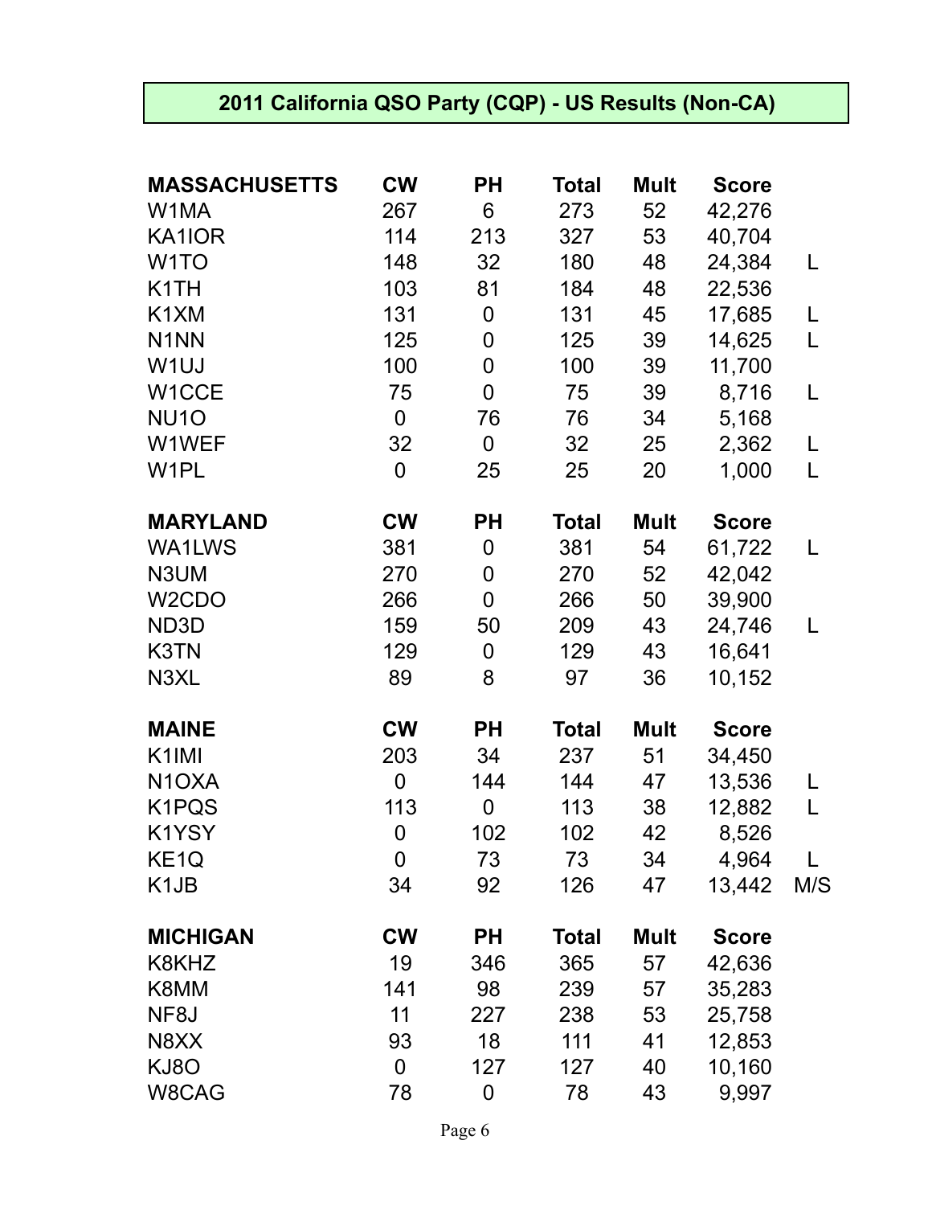## 2011 California QSO Party (CQP) - US Results (Non-CA)

| MASSACHUSETTS | CW | PH | Total | Mult | Score | |
|---|---|---|---|---|---|---|
| W1MA | 267 | 6 | 273 | 52 | 42,276 | |
| KA1IOR | 114 | 213 | 327 | 53 | 40,704 | |
| W1TO | 148 | 32 | 180 | 48 | 24,384 | L |
| K1TH | 103 | 81 | 184 | 48 | 22,536 | |
| K1XM | 131 | 0 | 131 | 45 | 17,685 | L |
| N1NN | 125 | 0 | 125 | 39 | 14,625 | L |
| W1UJ | 100 | 0 | 100 | 39 | 11,700 | |
| W1CCE | 75 | 0 | 75 | 39 | 8,716 | L |
| NU1O | 0 | 76 | 76 | 34 | 5,168 | |
| W1WEF | 32 | 0 | 32 | 25 | 2,362 | L |
| W1PL | 0 | 25 | 25 | 20 | 1,000 | L |

| MARYLAND | CW | PH | Total | Mult | Score | |
|---|---|---|---|---|---|---|
| WA1LWS | 381 | 0 | 381 | 54 | 61,722 | L |
| N3UM | 270 | 0 | 270 | 52 | 42,042 | |
| W2CDO | 266 | 0 | 266 | 50 | 39,900 | |
| ND3D | 159 | 50 | 209 | 43 | 24,746 | L |
| K3TN | 129 | 0 | 129 | 43 | 16,641 | |
| N3XL | 89 | 8 | 97 | 36 | 10,152 | |

| MAINE | CW | PH | Total | Mult | Score | |
|---|---|---|---|---|---|---|
| K1IMI | 203 | 34 | 237 | 51 | 34,450 | |
| N1OXA | 0 | 144 | 144 | 47 | 13,536 | L |
| K1PQS | 113 | 0 | 113 | 38 | 12,882 | L |
| K1YSY | 0 | 102 | 102 | 42 | 8,526 | |
| KE1Q | 0 | 73 | 73 | 34 | 4,964 | L |
| K1JB | 34 | 92 | 126 | 47 | 13,442 | M/S |

| MICHIGAN | CW | PH | Total | Mult | Score | |
|---|---|---|---|---|---|---|
| K8KHZ | 19 | 346 | 365 | 57 | 42,636 | |
| K8MM | 141 | 98 | 239 | 57 | 35,283 | |
| NF8J | 11 | 227 | 238 | 53 | 25,758 | |
| N8XX | 93 | 18 | 111 | 41 | 12,853 | |
| KJ8O | 0 | 127 | 127 | 40 | 10,160 | |
| W8CAG | 78 | 0 | 78 | 43 | 9,997 | |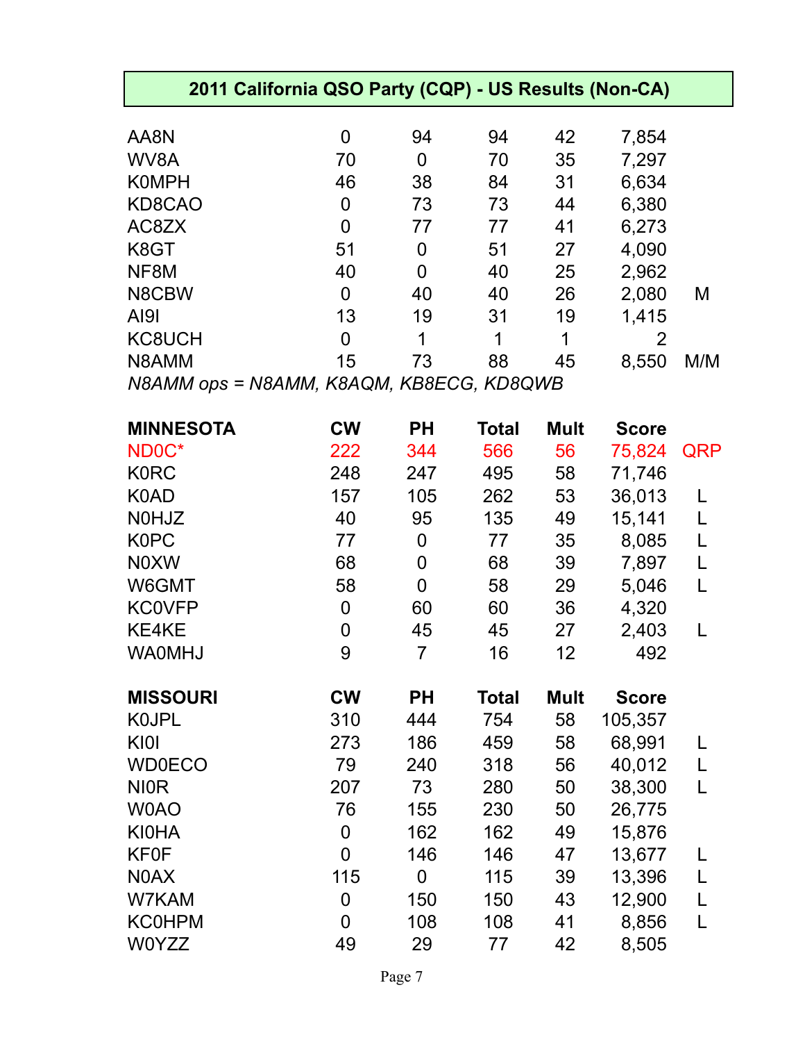## 2011 California QSO Party (CQP) - US Results (Non-CA)

| | | | | | | |
|---|---|---|---|---|---|---|
| AA8N | 0 | 94 | 94 | 42 | 7,854 | |
| WV8A | 70 | 0 | 70 | 35 | 7,297 | |
| K0MPH | 46 | 38 | 84 | 31 | 6,634 | |
| KD8CAO | 0 | 73 | 73 | 44 | 6,380 | |
| AC8ZX | 0 | 77 | 77 | 41 | 6,273 | |
| K8GT | 51 | 0 | 51 | 27 | 4,090 | |
| NF8M | 40 | 0 | 40 | 25 | 2,962 | |
| N8CBW | 0 | 40 | 40 | 26 | 2,080 | M |
| AI9I | 13 | 19 | 31 | 19 | 1,415 | |
| KC8UCH | 0 | 1 | 1 | 1 | 2 | |
| N8AMM | 15 | 73 | 88 | 45 | 8,550 | M/M |

*N8AMM ops = N8AMM, K8AQM, KB8ECG, KD8QWB*

| MINNESOTA | CW | PH | Total | Mult | Score | |
|---|---|---|---|---|---|---|
| ND0C* | 222 | 344 | 566 | 56 | 75,824 | QRP |
| K0RC | 248 | 247 | 495 | 58 | 71,746 | |
| K0AD | 157 | 105 | 262 | 53 | 36,013 | L |
| N0HJZ | 40 | 95 | 135 | 49 | 15,141 | L |
| K0PC | 77 | 0 | 77 | 35 | 8,085 | L |
| N0XW | 68 | 0 | 68 | 39 | 7,897 | L |
| W6GMT | 58 | 0 | 58 | 29 | 5,046 | L |
| KC0VFP | 0 | 60 | 60 | 36 | 4,320 | |
| KE4KE | 0 | 45 | 45 | 27 | 2,403 | L |
| WA0MHJ | 9 | 7 | 16 | 12 | 492 | |

| MISSOURI | CW | PH | Total | Mult | Score | |
|---|---|---|---|---|---|---|
| K0JPL | 310 | 444 | 754 | 58 | 105,357 | |
| KI0I | 273 | 186 | 459 | 58 | 68,991 | L |
| WD0ECO | 79 | 240 | 318 | 56 | 40,012 | L |
| NI0R | 207 | 73 | 280 | 50 | 38,300 | L |
| W0AO | 76 | 155 | 230 | 50 | 26,775 | |
| KI0HA | 0 | 162 | 162 | 49 | 15,876 | |
| KF0F | 0 | 146 | 146 | 47 | 13,677 | L |
| N0AX | 115 | 0 | 115 | 39 | 13,396 | L |
| W7KAM | 0 | 150 | 150 | 43 | 12,900 | L |
| KC0HPM | 0 | 108 | 108 | 41 | 8,856 | L |
| W0YZZ | 49 | 29 | 77 | 42 | 8,505 | |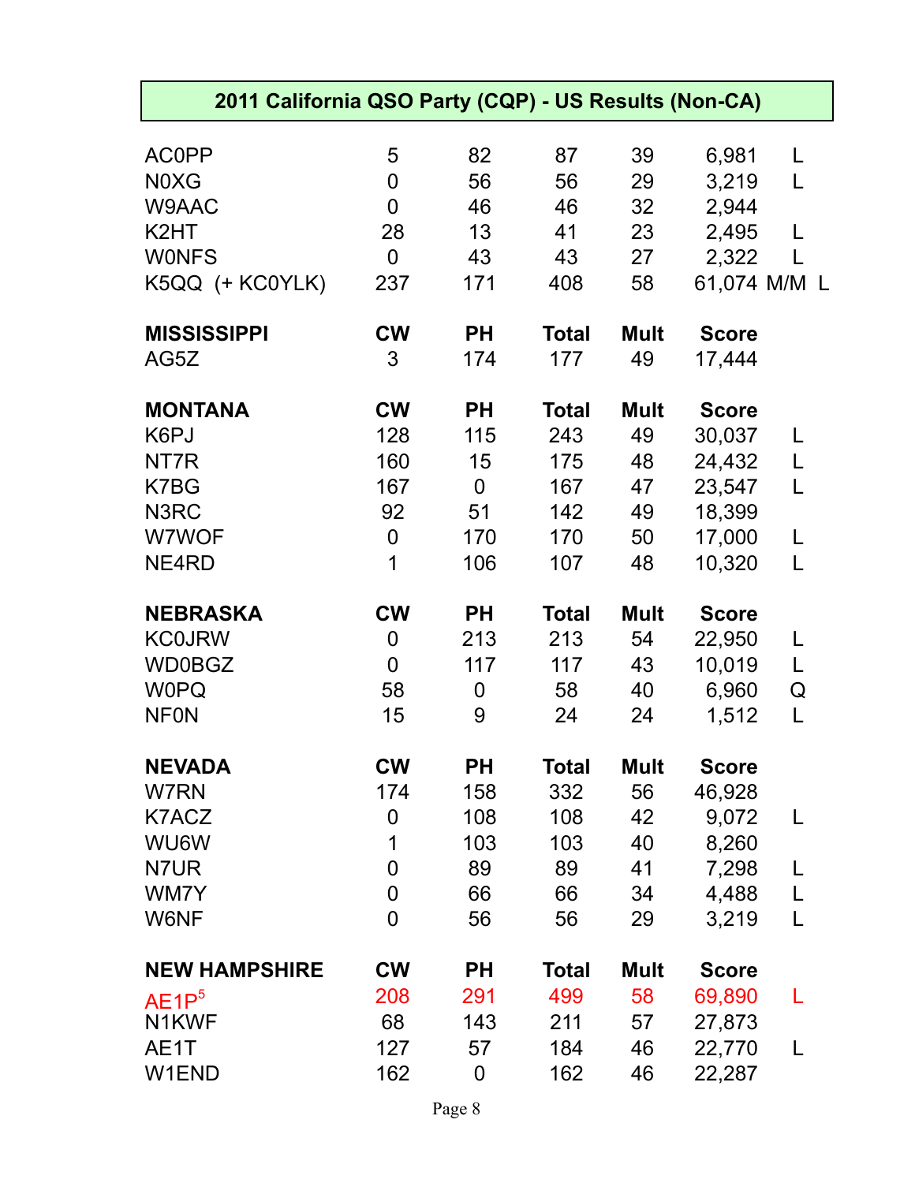# 2011 California QSO Party (CQP) - US Results (Non-CA)

| | CW | PH | Total | Mult | Score | |
|---|---|---|---|---|---|---|
| AC0PP | 5 | 82 | 87 | 39 | 6,981 | L |
| N0XG | 0 | 56 | 56 | 29 | 3,219 | L |
| W9AAC | 0 | 46 | 46 | 32 | 2,944 | |
| K2HT | 28 | 13 | 41 | 23 | 2,495 | L |
| W0NFS | 0 | 43 | 43 | 27 | 2,322 | L |
| K5QQ (+ KC0YLK) | 237 | 171 | 408 | 58 | 61,074 | M/M L |

| **MISSISSIPPI** | **CW** | **PH** | **Total** | **Mult** | **Score** | |
|---|---|---|---|---|---|---|
| AG5Z | 3 | 174 | 177 | 49 | 17,444 | |

| **MONTANA** | **CW** | **PH** | **Total** | **Mult** | **Score** | |
|---|---|---|---|---|---|---|
| K6PJ | 128 | 115 | 243 | 49 | 30,037 | L |
| NT7R | 160 | 15 | 175 | 48 | 24,432 | L |
| K7BG | 167 | 0 | 167 | 47 | 23,547 | L |
| N3RC | 92 | 51 | 142 | 49 | 18,399 | |
| W7WOF | 0 | 170 | 170 | 50 | 17,000 | L |
| NE4RD | 1 | 106 | 107 | 48 | 10,320 | L |

| **NEBRASKA** | **CW** | **PH** | **Total** | **Mult** | **Score** | |
|---|---|---|---|---|---|---|
| KC0JRW | 0 | 213 | 213 | 54 | 22,950 | L |
| WD0BGZ | 0 | 117 | 117 | 43 | 10,019 | L |
| W0PQ | 58 | 0 | 58 | 40 | 6,960 | Q |
| NF0N | 15 | 9 | 24 | 24 | 1,512 | L |

| **NEVADA** | **CW** | **PH** | **Total** | **Mult** | **Score** | |
|---|---|---|---|---|---|---|
| W7RN | 174 | 158 | 332 | 56 | 46,928 | |
| K7ACZ | 0 | 108 | 108 | 42 | 9,072 | L |
| WU6W | 1 | 103 | 103 | 40 | 8,260 | |
| N7UR | 0 | 89 | 89 | 41 | 7,298 | L |
| WM7Y | 0 | 66 | 66 | 34 | 4,488 | L |
| W6NF | 0 | 56 | 56 | 29 | 3,219 | L |

| **NEW HAMPSHIRE** | **CW** | **PH** | **Total** | **Mult** | **Score** | |
|---|---|---|---|---|---|---|
| AE1P[5] | 208 | 291 | 499 | 58 | 69,890 | L |
| N1KWF | 68 | 143 | 211 | 57 | 27,873 | |
| AE1T | 127 | 57 | 184 | 46 | 22,770 | L |
| W1END | 162 | 0 | 162 | 46 | 22,287 | |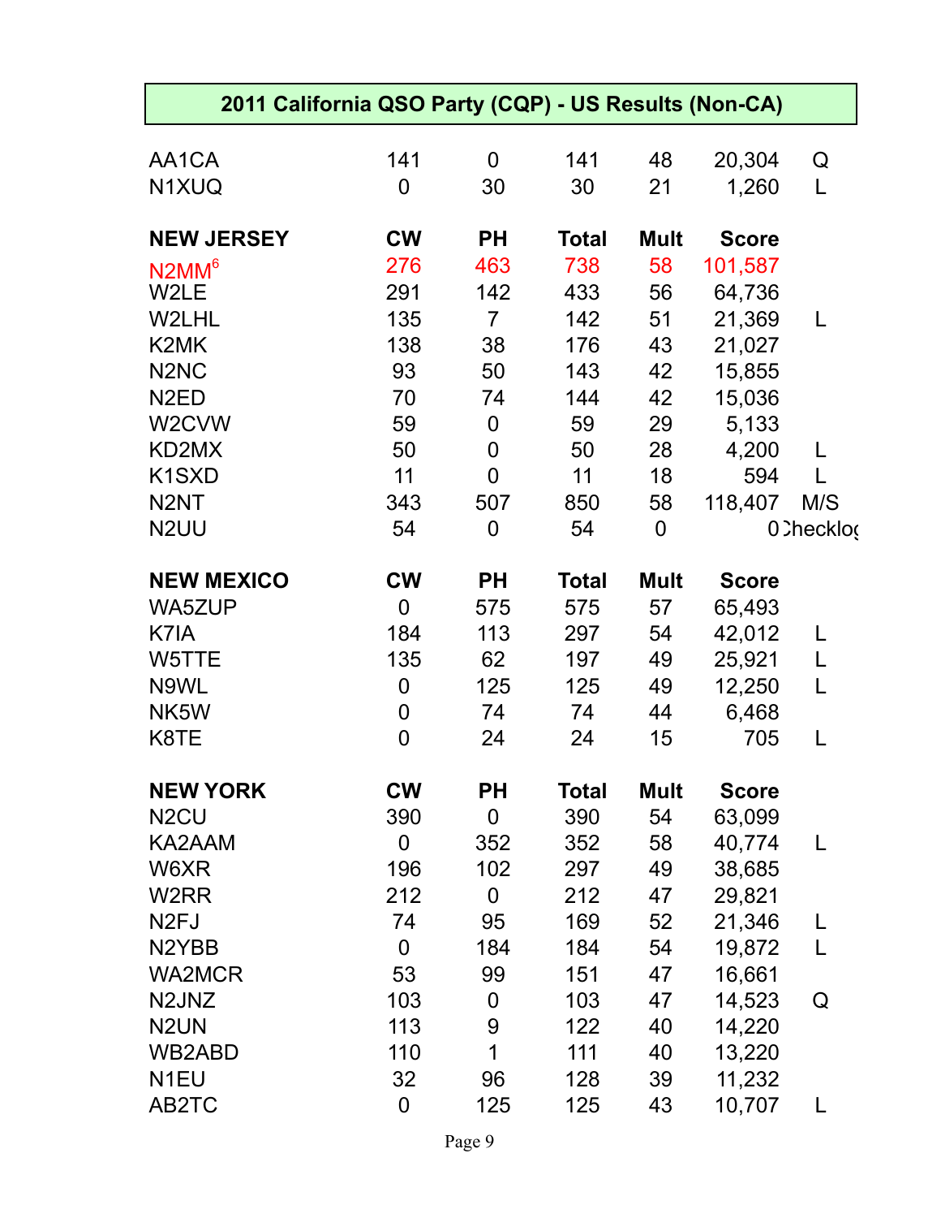## 2011 California QSO Party (CQP) - US Results (Non-CA)

| | | | | | | |
|---|---|---|---|---|---|---|
| AA1CA | 141 | 0 | 141 | 48 | 20,304 | Q |
| N1XUQ | 0 | 30 | 30 | 21 | 1,260 | L |

| NEW JERSEY | CW | PH | Total | Mult | Score | |
|---|---|---|---|---|---|---|
| N2MM[6] | 276 | 463 | 738 | 58 | 101,587 | |
| W2LE | 291 | 142 | 433 | 56 | 64,736 | |
| W2LHL | 135 | 7 | 142 | 51 | 21,369 | L |
| K2MK | 138 | 38 | 176 | 43 | 21,027 | |
| N2NC | 93 | 50 | 143 | 42 | 15,855 | |
| N2ED | 70 | 74 | 144 | 42 | 15,036 | |
| W2CVW | 59 | 0 | 59 | 29 | 5,133 | |
| KD2MX | 50 | 0 | 50 | 28 | 4,200 | L |
| K1SXD | 11 | 0 | 11 | 18 | 594 | L |
| N2NT | 343 | 507 | 850 | 58 | 118,407 | M/S |
| N2UU | 54 | 0 | 54 | 0 | 0 | Checklog |

| NEW MEXICO | CW | PH | Total | Mult | Score | |
|---|---|---|---|---|---|---|
| WA5ZUP | 0 | 575 | 575 | 57 | 65,493 | |
| K7IA | 184 | 113 | 297 | 54 | 42,012 | L |
| W5TTE | 135 | 62 | 197 | 49 | 25,921 | L |
| N9WL | 0 | 125 | 125 | 49 | 12,250 | L |
| NK5W | 0 | 74 | 74 | 44 | 6,468 | |
| K8TE | 0 | 24 | 24 | 15 | 705 | L |

| NEW YORK | CW | PH | Total | Mult | Score | |
|---|---|---|---|---|---|---|
| N2CU | 390 | 0 | 390 | 54 | 63,099 | |
| KA2AAM | 0 | 352 | 352 | 58 | 40,774 | L |
| W6XR | 196 | 102 | 297 | 49 | 38,685 | |
| W2RR | 212 | 0 | 212 | 47 | 29,821 | |
| N2FJ | 74 | 95 | 169 | 52 | 21,346 | L |
| N2YBB | 0 | 184 | 184 | 54 | 19,872 | L |
| WA2MCR | 53 | 99 | 151 | 47 | 16,661 | |
| N2JNZ | 103 | 0 | 103 | 47 | 14,523 | Q |
| N2UN | 113 | 9 | 122 | 40 | 14,220 | |
| WB2ABD | 110 | 1 | 111 | 40 | 13,220 | |
| N1EU | 32 | 96 | 128 | 39 | 11,232 | |
| AB2TC | 0 | 125 | 125 | 43 | 10,707 | L |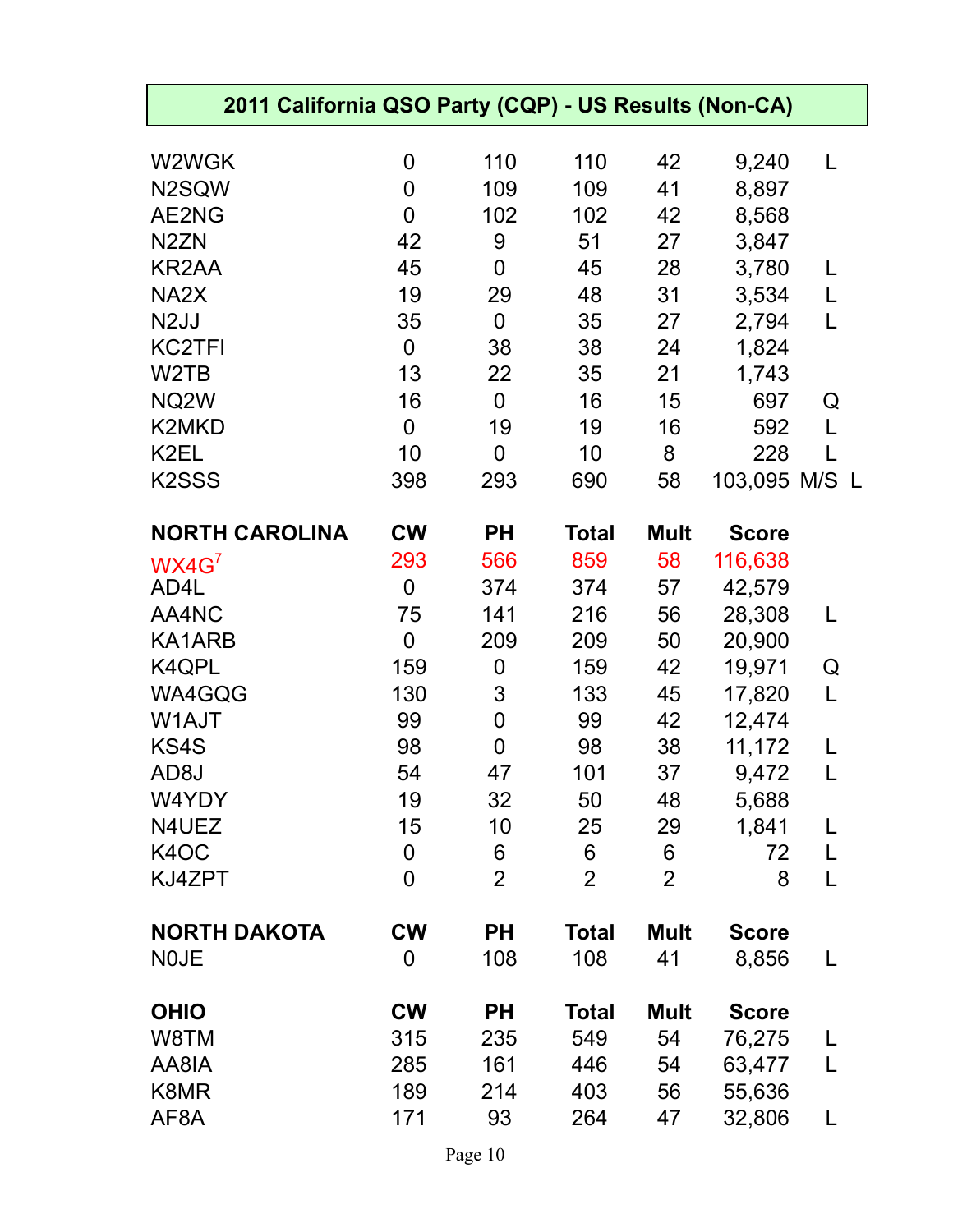## 2011 California QSO Party (CQP) - US Results (Non-CA)

| | | | | | | |
|---|---|---|---|---|---|---|
| W2WGK | 0 | 110 | 110 | 42 | 9,240 | L |
| N2SQW | 0 | 109 | 109 | 41 | 8,897 | |
| AE2NG | 0 | 102 | 102 | 42 | 8,568 | |
| N2ZN | 42 | 9 | 51 | 27 | 3,847 | |
| KR2AA | 45 | 0 | 45 | 28 | 3,780 | L |
| NA2X | 19 | 29 | 48 | 31 | 3,534 | L |
| N2JJ | 35 | 0 | 35 | 27 | 2,794 | L |
| KC2TFI | 0 | 38 | 38 | 24 | 1,824 | |
| W2TB | 13 | 22 | 35 | 21 | 1,743 | |
| NQ2W | 16 | 0 | 16 | 15 | 697 | Q |
| K2MKD | 0 | 19 | 19 | 16 | 592 | L |
| K2EL | 10 | 0 | 10 | 8 | 228 | L |
| K2SSS | 398 | 293 | 690 | 58 | 103,095 | M/S L |

| NORTH CAROLINA | CW | PH | Total | Mult | Score | |
|---|---|---|---|---|---|---|
| WX4G[7] | 293 | 566 | 859 | 58 | 116,638 | |
| AD4L | 0 | 374 | 374 | 57 | 42,579 | |
| AA4NC | 75 | 141 | 216 | 56 | 28,308 | L |
| KA1ARB | 0 | 209 | 209 | 50 | 20,900 | |
| K4QPL | 159 | 0 | 159 | 42 | 19,971 | Q |
| WA4GQG | 130 | 3 | 133 | 45 | 17,820 | L |
| W1AJT | 99 | 0 | 99 | 42 | 12,474 | |
| KS4S | 98 | 0 | 98 | 38 | 11,172 | L |
| AD8J | 54 | 47 | 101 | 37 | 9,472 | L |
| W4YDY | 19 | 32 | 50 | 48 | 5,688 | |
| N4UEZ | 15 | 10 | 25 | 29 | 1,841 | L |
| K4OC | 0 | 6 | 6 | 6 | 72 | L |
| KJ4ZPT | 0 | 2 | 2 | 2 | 8 | L |

| NORTH DAKOTA | CW | PH | Total | Mult | Score | |
|---|---|---|---|---|---|---|
| N0JE | 0 | 108 | 108 | 41 | 8,856 | L |

| OHIO | CW | PH | Total | Mult | Score | |
|---|---|---|---|---|---|---|
| W8TM | 315 | 235 | 549 | 54 | 76,275 | L |
| AA8IA | 285 | 161 | 446 | 54 | 63,477 | L |
| K8MR | 189 | 214 | 403 | 56 | 55,636 | |
| AF8A | 171 | 93 | 264 | 47 | 32,806 | L |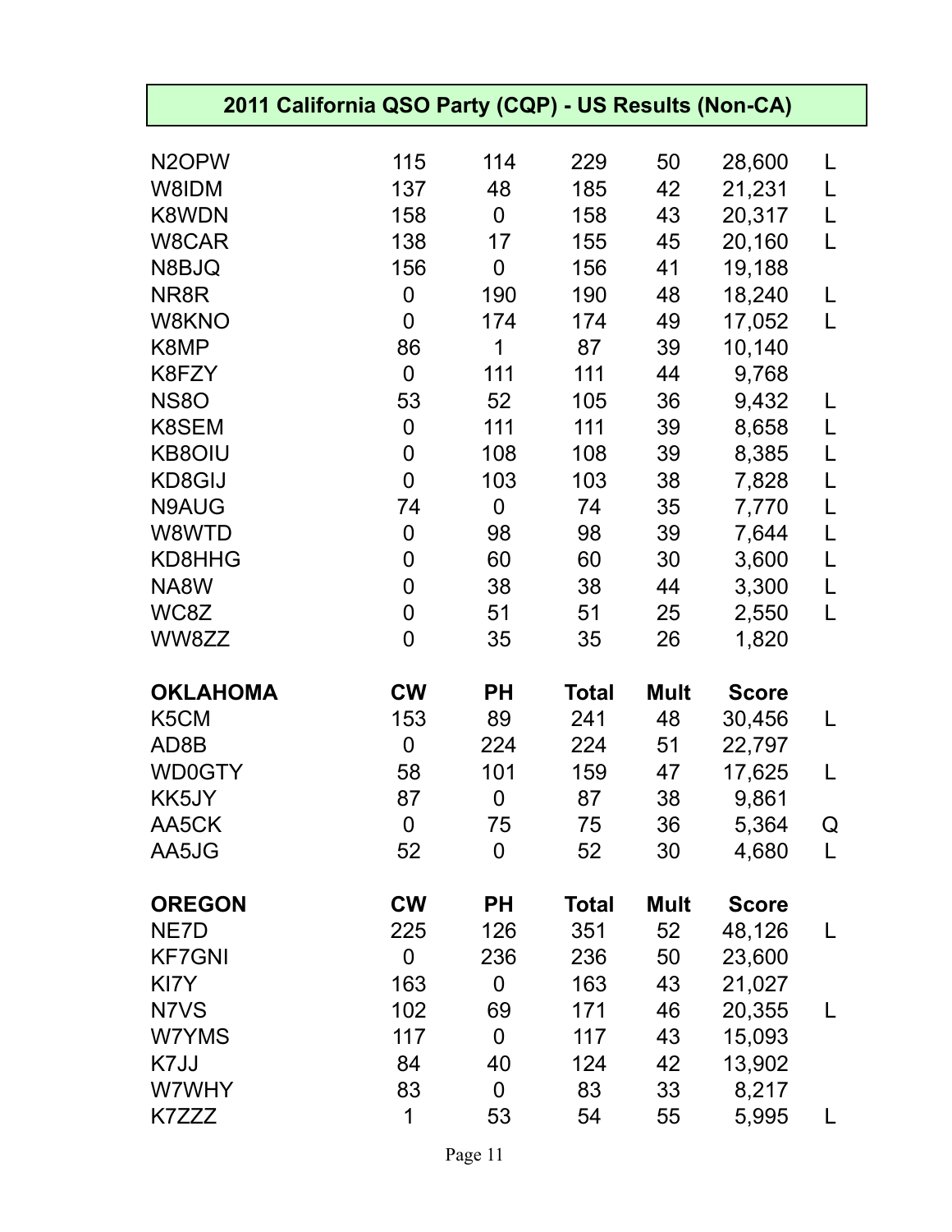## 2011 California QSO Party (CQP) - US Results (Non-CA)

| | | | | | | |
|---|---|---|---|---|---|---|
| N2OPW | 115 | 114 | 229 | 50 | 28,600 | L |
| W8IDM | 137 | 48 | 185 | 42 | 21,231 | L |
| K8WDN | 158 | 0 | 158 | 43 | 20,317 | L |
| W8CAR | 138 | 17 | 155 | 45 | 20,160 | L |
| N8BJQ | 156 | 0 | 156 | 41 | 19,188 | |
| NR8R | 0 | 190 | 190 | 48 | 18,240 | L |
| W8KNO | 0 | 174 | 174 | 49 | 17,052 | L |
| K8MP | 86 | 1 | 87 | 39 | 10,140 | |
| K8FZY | 0 | 111 | 111 | 44 | 9,768 | |
| NS8O | 53 | 52 | 105 | 36 | 9,432 | L |
| K8SEM | 0 | 111 | 111 | 39 | 8,658 | L |
| KB8OIU | 0 | 108 | 108 | 39 | 8,385 | L |
| KD8GIJ | 0 | 103 | 103 | 38 | 7,828 | L |
| N9AUG | 74 | 0 | 74 | 35 | 7,770 | L |
| W8WTD | 0 | 98 | 98 | 39 | 7,644 | L |
| KD8HHG | 0 | 60 | 60 | 30 | 3,600 | L |
| NA8W | 0 | 38 | 38 | 44 | 3,300 | L |
| WC8Z | 0 | 51 | 51 | 25 | 2,550 | L |
| WW8ZZ | 0 | 35 | 35 | 26 | 1,820 | |

| **OKLAHOMA** | **CW** | **PH** | **Total** | **Mult** | **Score** | |
|---|---|---|---|---|---|---|
| K5CM | 153 | 89 | 241 | 48 | 30,456 | L |
| AD8B | 0 | 224 | 224 | 51 | 22,797 | |
| WD0GTY | 58 | 101 | 159 | 47 | 17,625 | L |
| KK5JY | 87 | 0 | 87 | 38 | 9,861 | |
| AA5CK | 0 | 75 | 75 | 36 | 5,364 | Q |
| AA5JG | 52 | 0 | 52 | 30 | 4,680 | L |

| **OREGON** | **CW** | **PH** | **Total** | **Mult** | **Score** | |
|---|---|---|---|---|---|---|
| NE7D | 225 | 126 | 351 | 52 | 48,126 | L |
| KF7GNI | 0 | 236 | 236 | 50 | 23,600 | |
| KI7Y | 163 | 0 | 163 | 43 | 21,027 | |
| N7VS | 102 | 69 | 171 | 46 | 20,355 | L |
| W7YMS | 117 | 0 | 117 | 43 | 15,093 | |
| K7JJ | 84 | 40 | 124 | 42 | 13,902 | |
| W7WHY | 83 | 0 | 83 | 33 | 8,217 | |
| K7ZZZ | 1 | 53 | 54 | 55 | 5,995 | L |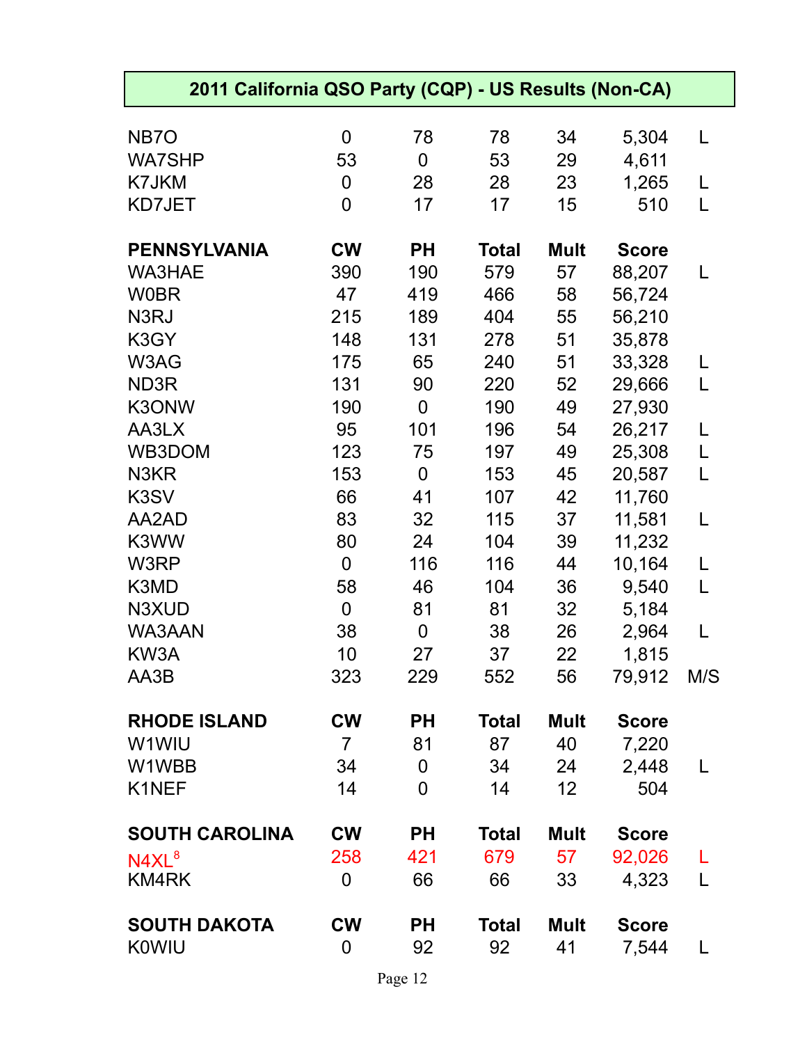## 2011 California QSO Party (CQP) - US Results (Non-CA)

| | CW | PH | Total | Mult | Score | |
|---|---|---|---|---|---|---|
| NB7O | 0 | 78 | 78 | 34 | 5,304 | L |
| WA7SHP | 53 | 0 | 53 | 29 | 4,611 | |
| K7JKM | 0 | 28 | 28 | 23 | 1,265 | L |
| KD7JET | 0 | 17 | 17 | 15 | 510 | L |

| **PENNSYLVANIA** | **CW** | **PH** | **Total** | **Mult** | **Score** | |
|---|---|---|---|---|---|---|
| WA3HAE | 390 | 190 | 579 | 57 | 88,207 | L |
| W0BR | 47 | 419 | 466 | 58 | 56,724 | |
| N3RJ | 215 | 189 | 404 | 55 | 56,210 | |
| K3GY | 148 | 131 | 278 | 51 | 35,878 | |
| W3AG | 175 | 65 | 240 | 51 | 33,328 | L |
| ND3R | 131 | 90 | 220 | 52 | 29,666 | L |
| K3ONW | 190 | 0 | 190 | 49 | 27,930 | |
| AA3LX | 95 | 101 | 196 | 54 | 26,217 | L |
| WB3DOM | 123 | 75 | 197 | 49 | 25,308 | L |
| N3KR | 153 | 0 | 153 | 45 | 20,587 | L |
| K3SV | 66 | 41 | 107 | 42 | 11,760 | |
| AA2AD | 83 | 32 | 115 | 37 | 11,581 | L |
| K3WW | 80 | 24 | 104 | 39 | 11,232 | |
| W3RP | 0 | 116 | 116 | 44 | 10,164 | L |
| K3MD | 58 | 46 | 104 | 36 | 9,540 | L |
| N3XUD | 0 | 81 | 81 | 32 | 5,184 | |
| WA3AAN | 38 | 0 | 38 | 26 | 2,964 | L |
| KW3A | 10 | 27 | 37 | 22 | 1,815 | |
| AA3B | 323 | 229 | 552 | 56 | 79,912 | M/S |

| **RHODE ISLAND** | **CW** | **PH** | **Total** | **Mult** | **Score** | |
|---|---|---|---|---|---|---|
| W1WIU | 7 | 81 | 87 | 40 | 7,220 | |
| W1WBB | 34 | 0 | 34 | 24 | 2,448 | L |
| K1NEF | 14 | 0 | 14 | 12 | 504 | |

| **SOUTH CAROLINA** | **CW** | **PH** | **Total** | **Mult** | **Score** | |
|---|---|---|---|---|---|---|
| N4XL[8] | 258 | 421 | 679 | 57 | 92,026 | L |
| KM4RK | 0 | 66 | 66 | 33 | 4,323 | L |

| **SOUTH DAKOTA** | **CW** | **PH** | **Total** | **Mult** | **Score** | |
|---|---|---|---|---|---|---|
| K0WIU | 0 | 92 | 92 | 41 | 7,544 | L |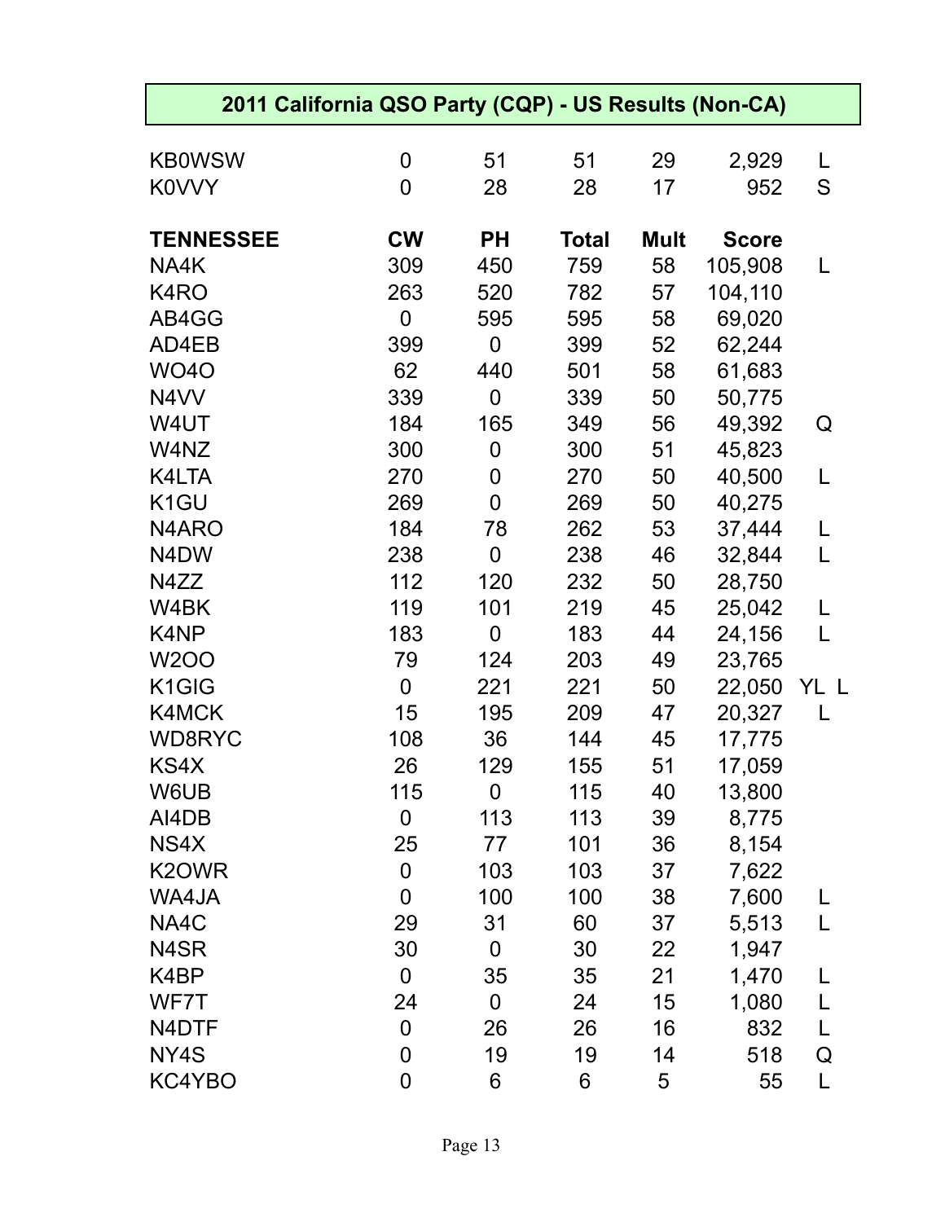## 2011 California QSO Party (CQP) - US Results (Non-CA)

| | | | | | | |
|---|---|---|---|---|---|---|
| KB0WSW | 0 | 51 | 51 | 29 | 2,929 | L |
| K0VVY | 0 | 28 | 28 | 17 | 952 | S |

| TENNESSEE | CW | PH | Total | Mult | Score | |
|---|---|---|---|---|---|---|
| NA4K | 309 | 450 | 759 | 58 | 105,908 | L |
| K4RO | 263 | 520 | 782 | 57 | 104,110 | |
| AB4GG | 0 | 595 | 595 | 58 | 69,020 | |
| AD4EB | 399 | 0 | 399 | 52 | 62,244 | |
| WO4O | 62 | 440 | 501 | 58 | 61,683 | |
| N4VV | 339 | 0 | 339 | 50 | 50,775 | |
| W4UT | 184 | 165 | 349 | 56 | 49,392 | Q |
| W4NZ | 300 | 0 | 300 | 51 | 45,823 | |
| K4LTA | 270 | 0 | 270 | 50 | 40,500 | L |
| K1GU | 269 | 0 | 269 | 50 | 40,275 | |
| N4ARO | 184 | 78 | 262 | 53 | 37,444 | L |
| N4DW | 238 | 0 | 238 | 46 | 32,844 | L |
| N4ZZ | 112 | 120 | 232 | 50 | 28,750 | |
| W4BK | 119 | 101 | 219 | 45 | 25,042 | L |
| K4NP | 183 | 0 | 183 | 44 | 24,156 | L |
| W2OO | 79 | 124 | 203 | 49 | 23,765 | |
| K1GIG | 0 | 221 | 221 | 50 | 22,050 | YL L |
| K4MCK | 15 | 195 | 209 | 47 | 20,327 | L |
| WD8RYC | 108 | 36 | 144 | 45 | 17,775 | |
| KS4X | 26 | 129 | 155 | 51 | 17,059 | |
| W6UB | 115 | 0 | 115 | 40 | 13,800 | |
| AI4DB | 0 | 113 | 113 | 39 | 8,775 | |
| NS4X | 25 | 77 | 101 | 36 | 8,154 | |
| K2OWR | 0 | 103 | 103 | 37 | 7,622 | |
| WA4JA | 0 | 100 | 100 | 38 | 7,600 | L |
| NA4C | 29 | 31 | 60 | 37 | 5,513 | L |
| N4SR | 30 | 0 | 30 | 22 | 1,947 | |
| K4BP | 0 | 35 | 35 | 21 | 1,470 | L |
| WF7T | 24 | 0 | 24 | 15 | 1,080 | L |
| N4DTF | 0 | 26 | 26 | 16 | 832 | L |
| NY4S | 0 | 19 | 19 | 14 | 518 | Q |
| KC4YBO | 0 | 6 | 6 | 5 | 55 | L |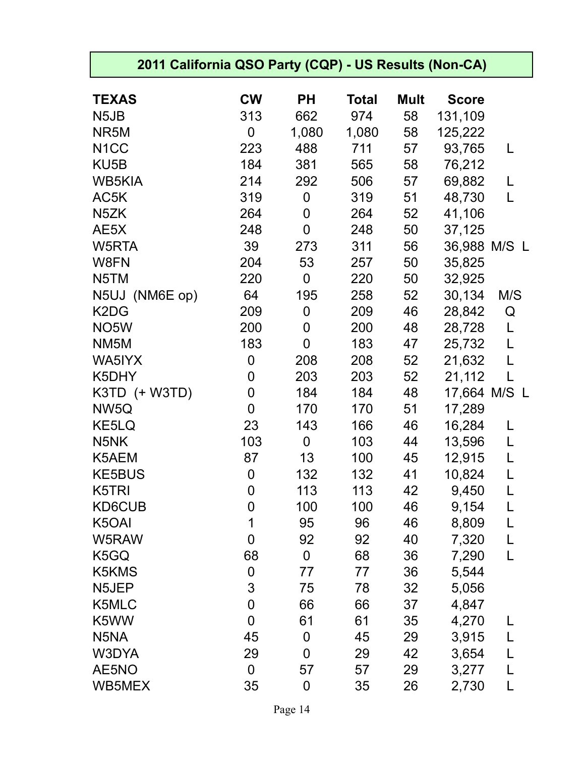## 2011 California QSO Party (CQP) - US Results (Non-CA)

| TEXAS | CW | PH | Total | Mult | Score | |
|---|---|---|---|---|---|---|
| N5JB | 313 | 662 | 974 | 58 | 131,109 | |
| NR5M | 0 | 1,080 | 1,080 | 58 | 125,222 | |
| N1CC | 223 | 488 | 711 | 57 | 93,765 | L |
| KU5B | 184 | 381 | 565 | 58 | 76,212 | |
| WB5KIA | 214 | 292 | 506 | 57 | 69,882 | L |
| AC5K | 319 | 0 | 319 | 51 | 48,730 | L |
| N5ZK | 264 | 0 | 264 | 52 | 41,106 | |
| AE5X | 248 | 0 | 248 | 50 | 37,125 | |
| W5RTA | 39 | 273 | 311 | 56 | 36,988 | M/S L |
| W8FN | 204 | 53 | 257 | 50 | 35,825 | |
| N5TM | 220 | 0 | 220 | 50 | 32,925 | |
| N5UJ (NM6E op) | 64 | 195 | 258 | 52 | 30,134 | M/S |
| K2DG | 209 | 0 | 209 | 46 | 28,842 | Q |
| NO5W | 200 | 0 | 200 | 48 | 28,728 | L |
| NM5M | 183 | 0 | 183 | 47 | 25,732 | L |
| WA5IYX | 0 | 208 | 208 | 52 | 21,632 | L |
| K5DHY | 0 | 203 | 203 | 52 | 21,112 | L |
| K3TD (+ W3TD) | 0 | 184 | 184 | 48 | 17,664 | M/S L |
| NW5Q | 0 | 170 | 170 | 51 | 17,289 | |
| KE5LQ | 23 | 143 | 166 | 46 | 16,284 | L |
| N5NK | 103 | 0 | 103 | 44 | 13,596 | L |
| K5AEM | 87 | 13 | 100 | 45 | 12,915 | L |
| KE5BUS | 0 | 132 | 132 | 41 | 10,824 | L |
| K5TRI | 0 | 113 | 113 | 42 | 9,450 | L |
| KD6CUB | 0 | 100 | 100 | 46 | 9,154 | L |
| K5OAI | 1 | 95 | 96 | 46 | 8,809 | L |
| W5RAW | 0 | 92 | 92 | 40 | 7,320 | L |
| K5GQ | 68 | 0 | 68 | 36 | 7,290 | L |
| K5KMS | 0 | 77 | 77 | 36 | 5,544 | |
| N5JEP | 3 | 75 | 78 | 32 | 5,056 | |
| K5MLC | 0 | 66 | 66 | 37 | 4,847 | |
| K5WW | 0 | 61 | 61 | 35 | 4,270 | L |
| N5NA | 45 | 0 | 45 | 29 | 3,915 | L |
| W3DYA | 29 | 0 | 29 | 42 | 3,654 | L |
| AE5NO | 0 | 57 | 57 | 29 | 3,277 | L |
| WB5MEX | 35 | 0 | 35 | 26 | 2,730 | L |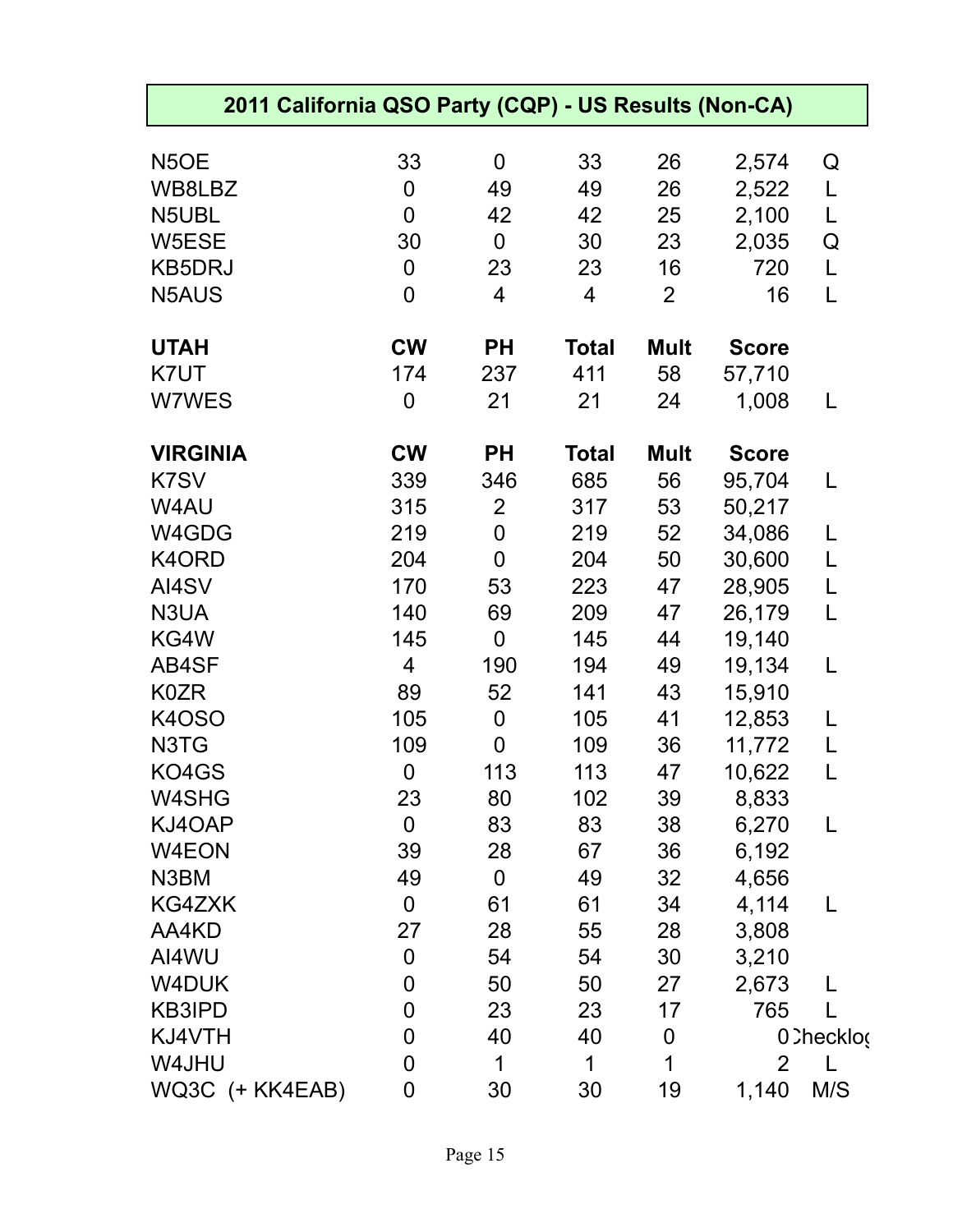## 2011 California QSO Party (CQP) - US Results (Non-CA)

| | | | | | | |
|---|---|---|---|---|---|---|
| N5OE | 33 | 0 | 33 | 26 | 2,574 | Q |
| WB8LBZ | 0 | 49 | 49 | 26 | 2,522 | L |
| N5UBL | 0 | 42 | 42 | 25 | 2,100 | L |
| W5ESE | 30 | 0 | 30 | 23 | 2,035 | Q |
| KB5DRJ | 0 | 23 | 23 | 16 | 720 | L |
| N5AUS | 0 | 4 | 4 | 2 | 16 | L |

| **UTAH** | **CW** | **PH** | **Total** | **Mult** | **Score** | |
|---|---|---|---|---|---|---|
| K7UT | 174 | 237 | 411 | 58 | 57,710 | |
| W7WES | 0 | 21 | 21 | 24 | 1,008 | L |

| **VIRGINIA** | **CW** | **PH** | **Total** | **Mult** | **Score** | |
|---|---|---|---|---|---|---|
| K7SV | 339 | 346 | 685 | 56 | 95,704 | L |
| W4AU | 315 | 2 | 317 | 53 | 50,217 | |
| W4GDG | 219 | 0 | 219 | 52 | 34,086 | L |
| K4ORD | 204 | 0 | 204 | 50 | 30,600 | L |
| AI4SV | 170 | 53 | 223 | 47 | 28,905 | L |
| N3UA | 140 | 69 | 209 | 47 | 26,179 | L |
| KG4W | 145 | 0 | 145 | 44 | 19,140 | |
| AB4SF | 4 | 190 | 194 | 49 | 19,134 | L |
| K0ZR | 89 | 52 | 141 | 43 | 15,910 | |
| K4OSO | 105 | 0 | 105 | 41 | 12,853 | L |
| N3TG | 109 | 0 | 109 | 36 | 11,772 | L |
| KO4GS | 0 | 113 | 113 | 47 | 10,622 | L |
| W4SHG | 23 | 80 | 102 | 39 | 8,833 | |
| KJ4OAP | 0 | 83 | 83 | 38 | 6,270 | L |
| W4EON | 39 | 28 | 67 | 36 | 6,192 | |
| N3BM | 49 | 0 | 49 | 32 | 4,656 | |
| KG4ZXK | 0 | 61 | 61 | 34 | 4,114 | L |
| AA4KD | 27 | 28 | 55 | 28 | 3,808 | |
| AI4WU | 0 | 54 | 54 | 30 | 3,210 | |
| W4DUK | 0 | 50 | 50 | 27 | 2,673 | L |
| KB3IPD | 0 | 23 | 23 | 17 | 765 | L |
| KJ4VTH | 0 | 40 | 40 | 0 | 0 | Checklog |
| W4JHU | 0 | 1 | 1 | 1 | 2 | L |
| WQ3C (+ KK4EAB) | 0 | 30 | 30 | 19 | 1,140 | M/S |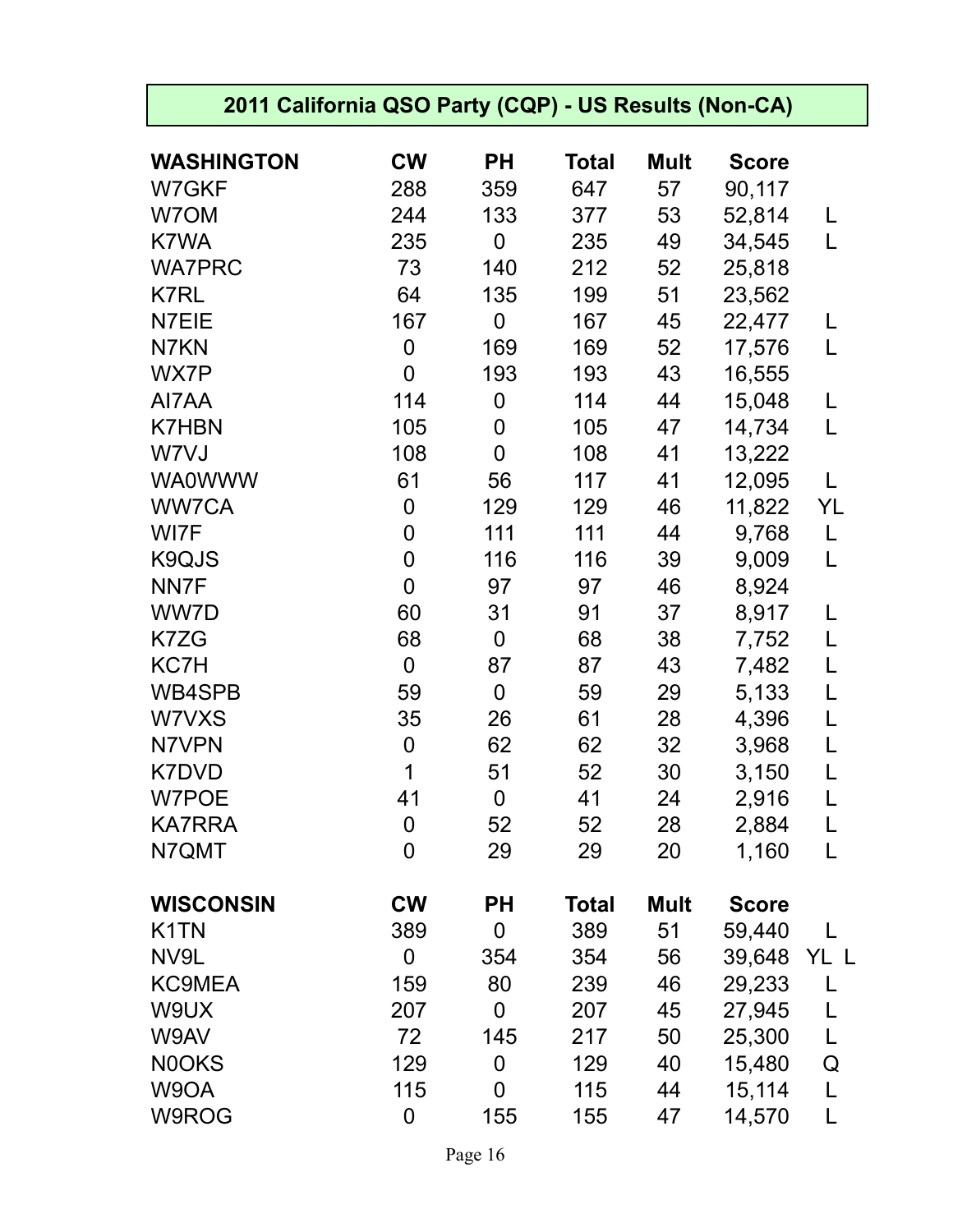## 2011 California QSO Party (CQP) - US Results (Non-CA)

| WASHINGTON | CW | PH | Total | Mult | Score | |
|---|---|---|---|---|---|---|
| W7GKF | 288 | 359 | 647 | 57 | 90,117 | |
| W7OM | 244 | 133 | 377 | 53 | 52,814 | L |
| K7WA | 235 | 0 | 235 | 49 | 34,545 | L |
| WA7PRC | 73 | 140 | 212 | 52 | 25,818 | |
| K7RL | 64 | 135 | 199 | 51 | 23,562 | |
| N7EIE | 167 | 0 | 167 | 45 | 22,477 | L |
| N7KN | 0 | 169 | 169 | 52 | 17,576 | L |
| WX7P | 0 | 193 | 193 | 43 | 16,555 | |
| AI7AA | 114 | 0 | 114 | 44 | 15,048 | L |
| K7HBN | 105 | 0 | 105 | 47 | 14,734 | L |
| W7VJ | 108 | 0 | 108 | 41 | 13,222 | |
| WA0WWW | 61 | 56 | 117 | 41 | 12,095 | L |
| WW7CA | 0 | 129 | 129 | 46 | 11,822 | YL |
| WI7F | 0 | 111 | 111 | 44 | 9,768 | L |
| K9QJS | 0 | 116 | 116 | 39 | 9,009 | L |
| NN7F | 0 | 97 | 97 | 46 | 8,924 | |
| WW7D | 60 | 31 | 91 | 37 | 8,917 | L |
| K7ZG | 68 | 0 | 68 | 38 | 7,752 | L |
| KC7H | 0 | 87 | 87 | 43 | 7,482 | L |
| WB4SPB | 59 | 0 | 59 | 29 | 5,133 | L |
| W7VXS | 35 | 26 | 61 | 28 | 4,396 | L |
| N7VPN | 0 | 62 | 62 | 32 | 3,968 | L |
| K7DVD | 1 | 51 | 52 | 30 | 3,150 | L |
| W7POE | 41 | 0 | 41 | 24 | 2,916 | L |
| KA7RRA | 0 | 52 | 52 | 28 | 2,884 | L |
| N7QMT | 0 | 29 | 29 | 20 | 1,160 | L |

| WISCONSIN | CW | PH | Total | Mult | Score | |
|---|---|---|---|---|---|---|
| K1TN | 389 | 0 | 389 | 51 | 59,440 | L |
| NV9L | 0 | 354 | 354 | 56 | 39,648 | YL L |
| KC9MEA | 159 | 80 | 239 | 46 | 29,233 | L |
| W9UX | 207 | 0 | 207 | 45 | 27,945 | L |
| W9AV | 72 | 145 | 217 | 50 | 25,300 | L |
| N0OKS | 129 | 0 | 129 | 40 | 15,480 | Q |
| W9OA | 115 | 0 | 115 | 44 | 15,114 | L |
| W9ROG | 0 | 155 | 155 | 47 | 14,570 | L |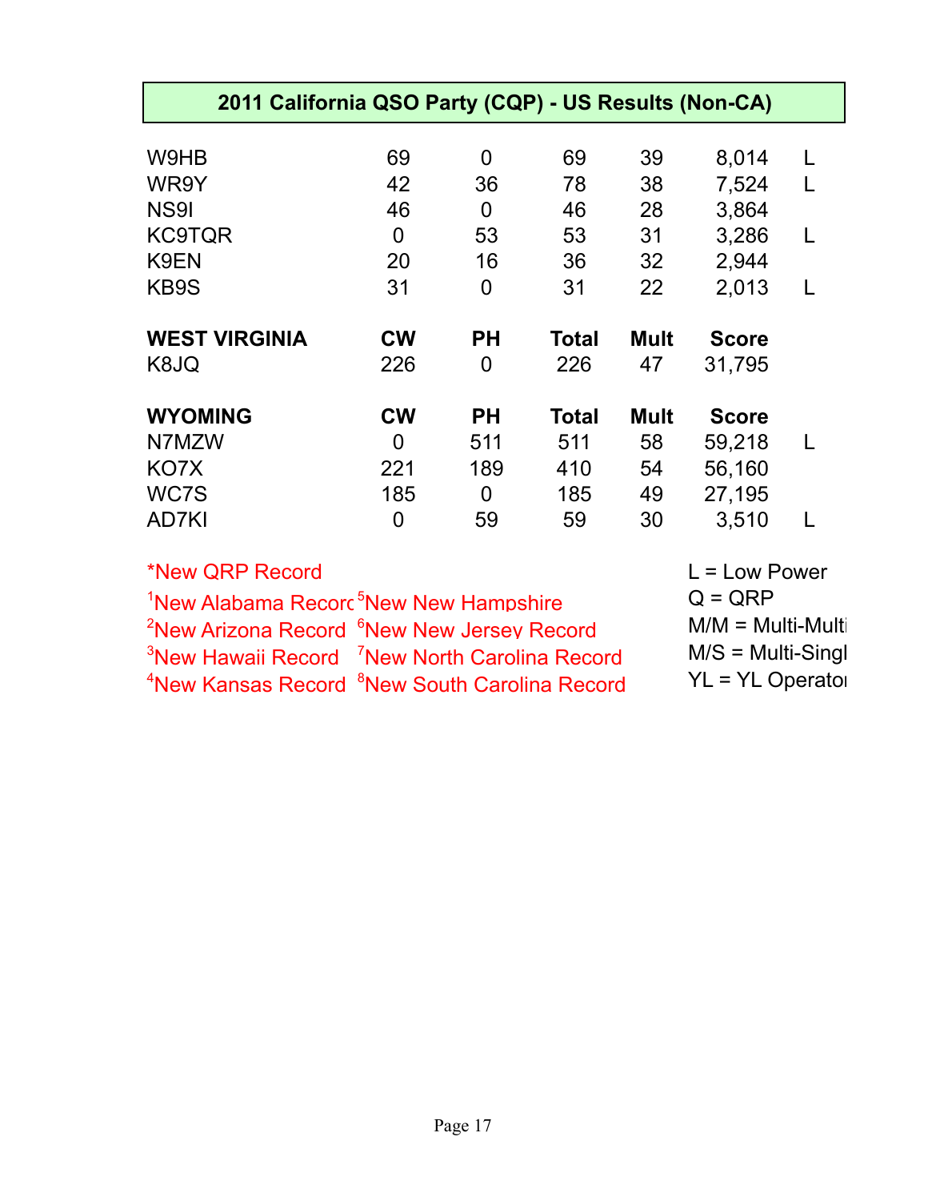## 2011 California QSO Party (CQP) - US Results (Non-CA)

| | | | | | | |
|---|---|---|---|---|---|---|
| W9HB | 69 | 0 | 69 | 39 | 8,014 | L |
| WR9Y | 42 | 36 | 78 | 38 | 7,524 | L |
| NS9I | 46 | 0 | 46 | 28 | 3,864 | |
| KC9TQR | 0 | 53 | 53 | 31 | 3,286 | L |
| K9EN | 20 | 16 | 36 | 32 | 2,944 | |
| KB9S | 31 | 0 | 31 | 22 | 2,013 | L |

| **WEST VIRGINIA** | **CW** | **PH** | **Total** | **Mult** | **Score** | |
|---|---|---|---|---|---|---|
| K8JQ | 226 | 0 | 226 | 47 | 31,795 | |

| **WYOMING** | **CW** | **PH** | **Total** | **Mult** | **Score** | |
|---|---|---|---|---|---|---|
| N7MZW | 0 | 511 | 511 | 58 | 59,218 | L |
| KO7X | 221 | 189 | 410 | 54 | 56,160 | |
| WC7S | 185 | 0 | 185 | 49 | 27,195 | |
| AD7KI | 0 | 59 | 59 | 30 | 3,510 | L |

*New QRP Record

[1]New Alabama Record
[2]New Arizona Record
[3]New Hawaii Record
[4]New Kansas Record
[5]New New Hampshire
[6]New New Jersey Record
[7]New North Carolina Record
[8]New South Carolina Record

L = Low Power
Q = QRP
M/M = Multi-Multi
M/S = Multi-Single
YL = YL Operator